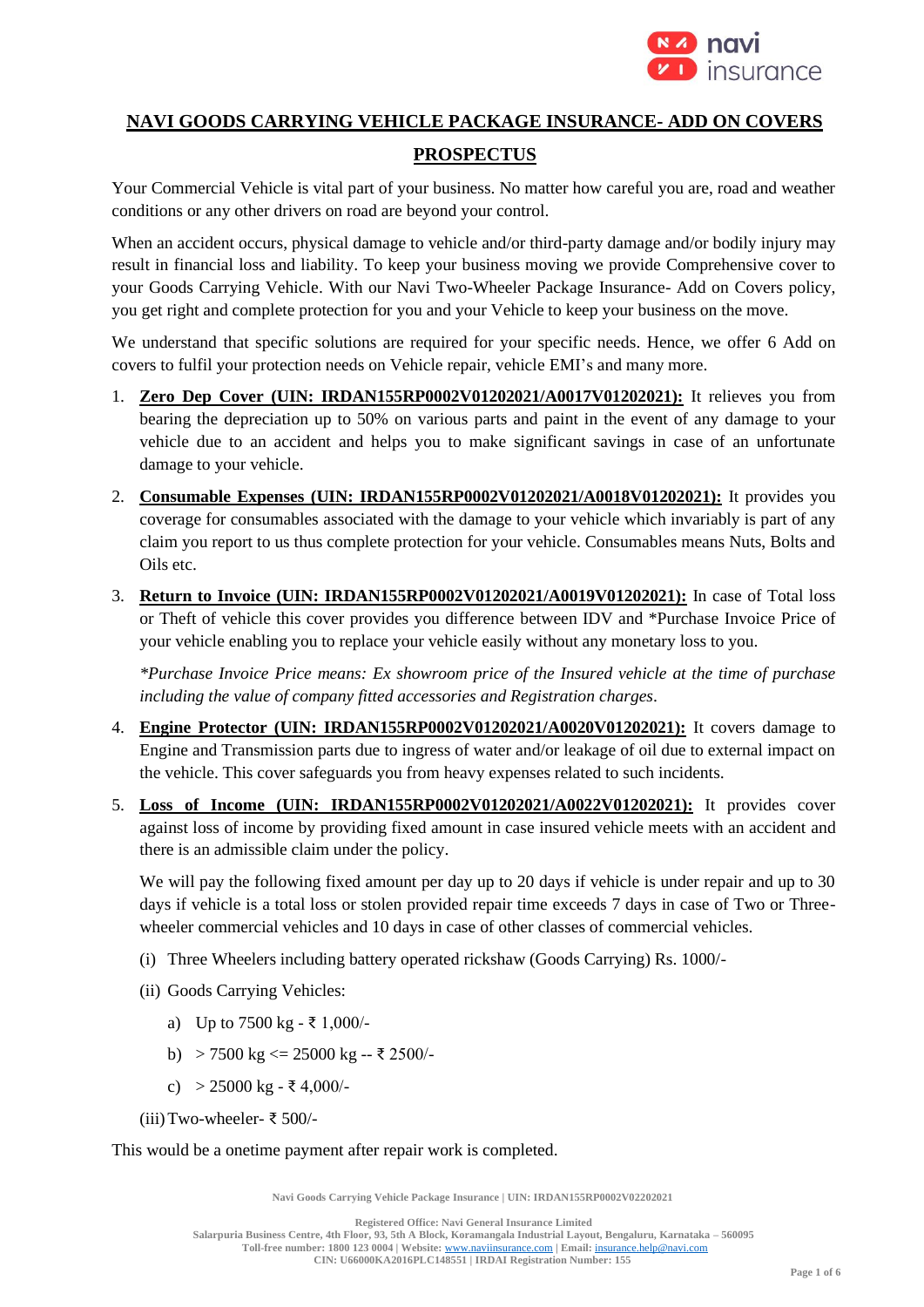# NAVI GOODS CARRYING VEHICLE PACKAGE INSURANCE- ADD ON COVERS

## PROSPECTUS

Your Commercial Vehicle is vital part of your business. No matter how careful you are, road and weather conditions or any other drivers on road are beyond your control.

When an accident occurs, physical damage to vehicle and/or third-party damage and/or bodily injury may result in financial loss and liability. To keep your business moving we provide Comprehensive cover to your Goods Carrying Vehicle. With our Navi Two-Wheeler Package Insurance- Add on Covers policy, you get right and complete protection for you and your Vehicle to keep your business on the move.

We understand that specific solutions are required for your specific needs. Hence, we offer 6 Add on covers to fulfil your protection needs on Vehicle repair, vehicle EMI's and many more.

1. **Zero Dep Cover (UIN: IRDAN155RP0002V01202021/A0017V01202021):** It relieves you from bearing the depreciation up to 50% on various parts and paint in the event of any damage to your vehicle due to an accident and helps you to make significant savings in case of an unfortunate damage to your vehicle.

2. **Consumable Expenses (UIN: IRDAN155RP0002V01202021/A0018V01202021):** It provides you coverage for consumables associated with the damage to your vehicle which invariably is part of any claim you report to us thus complete protection for your vehicle. Consumables means Nuts, Bolts and Oils etc.

3. **Return to Invoice (UIN: IRDAN155RP0002V01202021/A0019V01202021):** In case of Total loss or Theft of vehicle this cover provides you difference between IDV and *Purchase Invoice Price of your vehicle enabling you to replace your vehicle easily without any monetary loss to you.

   *\*Purchase Invoice Price means: Ex showroom price of the Insured vehicle at the time of purchase including the value of company fitted accessories and Registration charges.*

4. **Engine Protector (UIN: IRDAN155RP0002V01202021/A0020V01202021):** It covers damage to Engine and Transmission parts due to ingress of water and/or leakage of oil due to external impact on the vehicle. This cover safeguards you from heavy expenses related to such incidents.

5. **Loss of Income (UIN: IRDAN155RP0002V01202021/A0022V01202021):** It provides cover against loss of income by providing fixed amount in case insured vehicle meets with an accident and there is an admissible claim under the policy.

   We will pay the following fixed amount per day up to 20 days if vehicle is under repair and up to 30 days if vehicle is a total loss or stolen provided repair time exceeds 7 days in case of Two or Three-wheeler commercial vehicles and 10 days in case of other classes of commercial vehicles.

   (i) Three Wheelers including battery operated rickshaw (Goods Carrying) Rs. 1000/-

   (ii) Goods Carrying Vehicles:

   - a) Up to 7500 kg - ₹ 1,000/-
   - b) > 7500 kg <= 25000 kg -- ₹ 2500/-
   - c) > 25000 kg - ₹ 4,000/-

   (iii) Two-wheeler- ₹ 500/-

This would be a onetime payment after repair work is completed.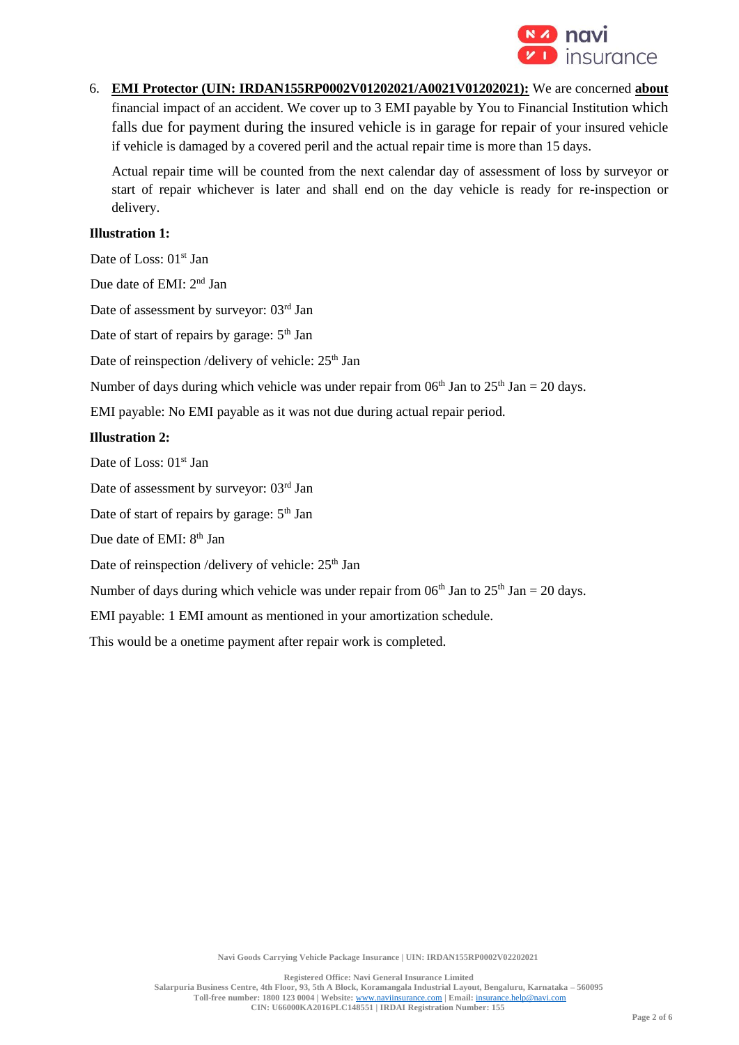6. **EMI Protector (UIN: IRDAN155RP0002V01202021/A0021V01202021):** We are concerned **about** financial impact of an accident. We cover up to 3 EMI payable by You to Financial Institution which falls due for payment during the insured vehicle is in garage for repair of your insured vehicle if vehicle is damaged by a covered peril and the actual repair time is more than 15 days.

   Actual repair time will be counted from the next calendar day of assessment of loss by surveyor or start of repair whichever is later and shall end on the day vehicle is ready for re-inspection or delivery.

**Illustration 1:**

Date of Loss: 01st Jan

Due date of EMI: 2nd Jan

Date of assessment by surveyor: 03rd Jan

Date of start of repairs by garage: 5th Jan

Date of reinspection /delivery of vehicle: 25th Jan

Number of days during which vehicle was under repair from 06th Jan to 25th Jan = 20 days.

EMI payable: No EMI payable as it was not due during actual repair period.

**Illustration 2:**

Date of Loss: 01st Jan

Date of assessment by surveyor: 03rd Jan

Date of start of repairs by garage: 5th Jan

Due date of EMI: 8th Jan

Date of reinspection /delivery of vehicle: 25th Jan

Number of days during which vehicle was under repair from 06th Jan to 25th Jan = 20 days.

EMI payable: 1 EMI amount as mentioned in your amortization schedule.

This would be a onetime payment after repair work is completed.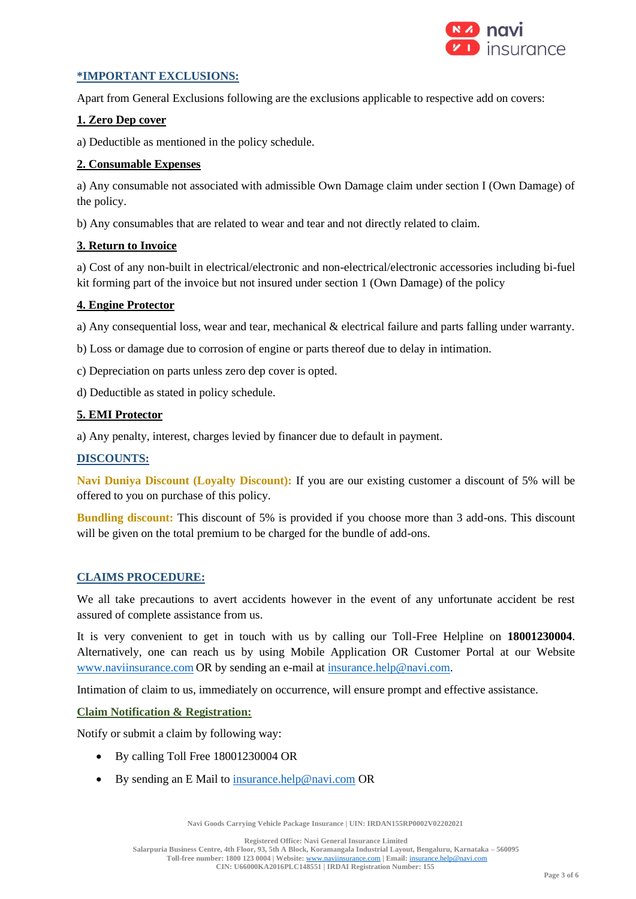## *IMPORTANT EXCLUSIONS:

Apart from General Exclusions following are the exclusions applicable to respective add on covers:

### 1. Zero Dep cover

a) Deductible as mentioned in the policy schedule.

### 2. Consumable Expenses

a) Any consumable not associated with admissible Own Damage claim under section I (Own Damage) of the policy.

b) Any consumables that are related to wear and tear and not directly related to claim.

### 3. Return to Invoice

a) Cost of any non-built in electrical/electronic and non-electrical/electronic accessories including bi-fuel kit forming part of the invoice but not insured under section 1 (Own Damage) of the policy

### 4. Engine Protector

a) Any consequential loss, wear and tear, mechanical & electrical failure and parts falling under warranty.

b) Loss or damage due to corrosion of engine or parts thereof due to delay in intimation.

c) Depreciation on parts unless zero dep cover is opted.

d) Deductible as stated in policy schedule.

### 5. EMI Protector

a) Any penalty, interest, charges levied by financer due to default in payment.

## DISCOUNTS:

**Navi Duniya Discount (Loyalty Discount):** If you are our existing customer a discount of 5% will be offered to you on purchase of this policy.

**Bundling discount:** This discount of 5% is provided if you choose more than 3 add-ons. This discount will be given on the total premium to be charged for the bundle of add-ons.

## CLAIMS PROCEDURE:

We all take precautions to avert accidents however in the event of any unfortunate accident be rest assured of complete assistance from us.

It is very convenient to get in touch with us by calling our Toll-Free Helpline on **18001230004**. Alternatively, one can reach us by using Mobile Application OR Customer Portal at our Website www.naviinsurance.com OR by sending an e-mail at insurance.help@navi.com.

Intimation of claim to us, immediately on occurrence, will ensure prompt and effective assistance.

### Claim Notification & Registration:

Notify or submit a claim by following way:

- By calling Toll Free 18001230004 OR
- By sending an E Mail to insurance.help@navi.com OR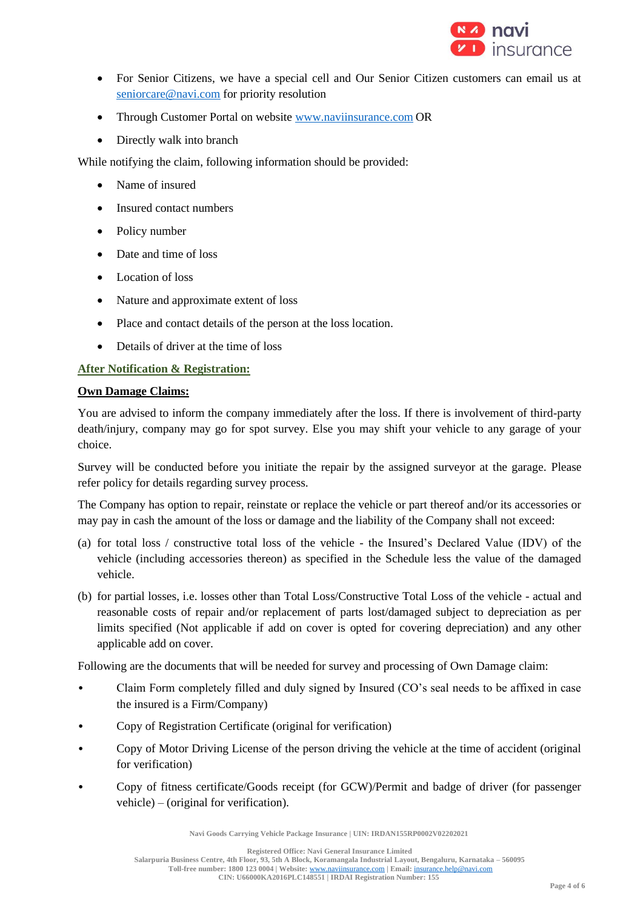- For Senior Citizens, we have a special cell and Our Senior Citizen customers can email us at seniorcare@navi.com for priority resolution
- Through Customer Portal on website www.naviinsurance.com OR
- Directly walk into branch

While notifying the claim, following information should be provided:

- Name of insured
- Insured contact numbers
- Policy number
- Date and time of loss
- Location of loss
- Nature and approximate extent of loss
- Place and contact details of the person at the loss location.
- Details of driver at the time of loss

## After Notification & Registration:

### Own Damage Claims:

You are advised to inform the company immediately after the loss. If there is involvement of third-party death/injury, company may go for spot survey. Else you may shift your vehicle to any garage of your choice.

Survey will be conducted before you initiate the repair by the assigned surveyor at the garage. Please refer policy for details regarding survey process.

The Company has option to repair, reinstate or replace the vehicle or part thereof and/or its accessories or may pay in cash the amount of the loss or damage and the liability of the Company shall not exceed:

(a) for total loss / constructive total loss of the vehicle - the Insured's Declared Value (IDV) of the vehicle (including accessories thereon) as specified in the Schedule less the value of the damaged vehicle.

(b) for partial losses, i.e. losses other than Total Loss/Constructive Total Loss of the vehicle - actual and reasonable costs of repair and/or replacement of parts lost/damaged subject to depreciation as per limits specified (Not applicable if add on cover is opted for covering depreciation) and any other applicable add on cover.

Following are the documents that will be needed for survey and processing of Own Damage claim:

- Claim Form completely filled and duly signed by Insured (CO's seal needs to be affixed in case the insured is a Firm/Company)
- Copy of Registration Certificate (original for verification)
- Copy of Motor Driving License of the person driving the vehicle at the time of accident (original for verification)
- Copy of fitness certificate/Goods receipt (for GCW)/Permit and badge of driver (for passenger vehicle) – (original for verification).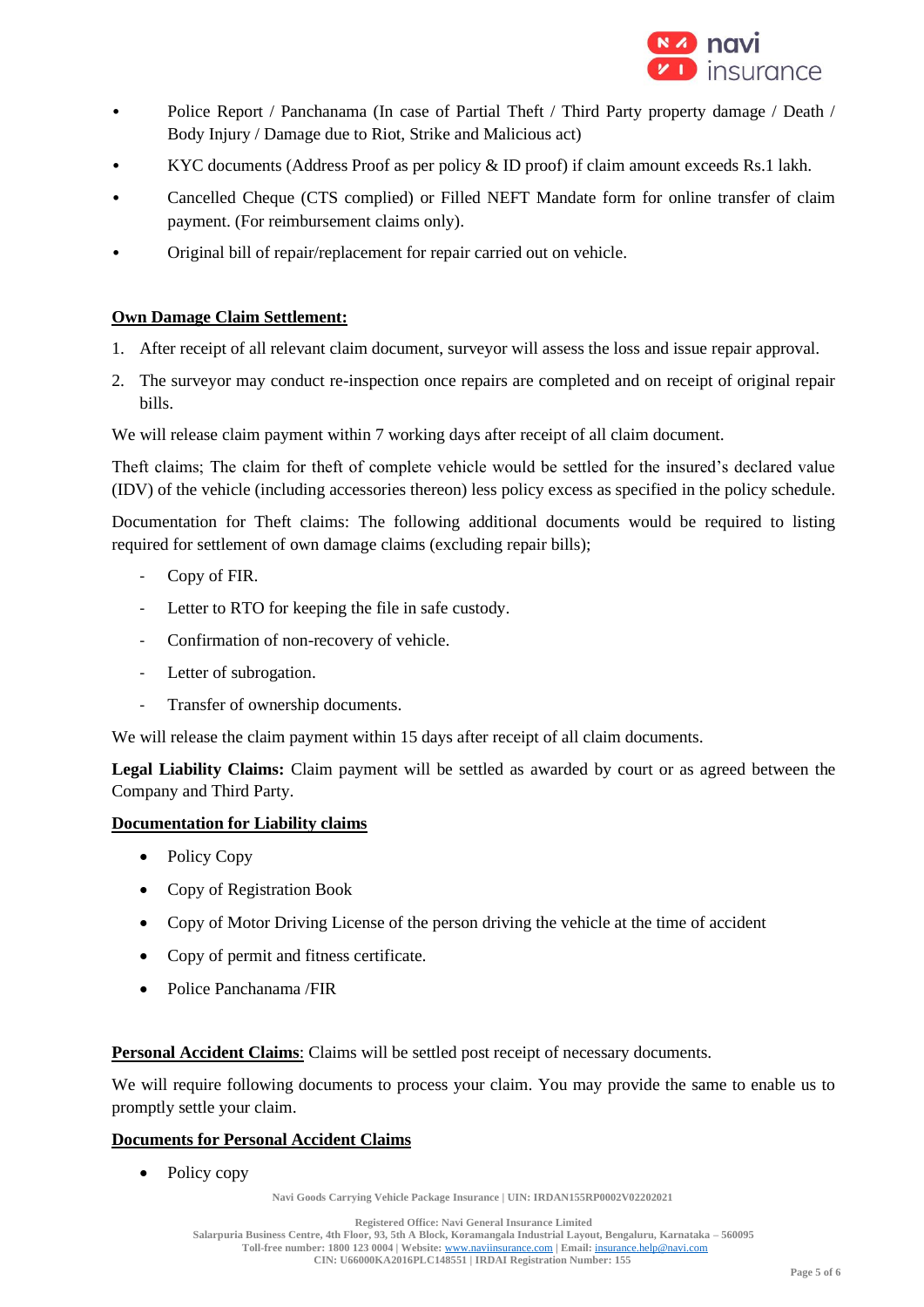- Police Report / Panchanama (In case of Partial Theft / Third Party property damage / Death / Body Injury / Damage due to Riot, Strike and Malicious act)
- KYC documents (Address Proof as per policy & ID proof) if claim amount exceeds Rs.1 lakh.
- Cancelled Cheque (CTS complied) or Filled NEFT Mandate form for online transfer of claim payment. (For reimbursement claims only).
- Original bill of repair/replacement for repair carried out on vehicle.

**Own Damage Claim Settlement:**

1. After receipt of all relevant claim document, surveyor will assess the loss and issue repair approval.
2. The surveyor may conduct re-inspection once repairs are completed and on receipt of original repair bills.

We will release claim payment within 7 working days after receipt of all claim document.

Theft claims; The claim for theft of complete vehicle would be settled for the insured's declared value (IDV) of the vehicle (including accessories thereon) less policy excess as specified in the policy schedule.

Documentation for Theft claims: The following additional documents would be required to listing required for settlement of own damage claims (excluding repair bills);

- Copy of FIR.
- Letter to RTO for keeping the file in safe custody.
- Confirmation of non-recovery of vehicle.
- Letter of subrogation.
- Transfer of ownership documents.

We will release the claim payment within 15 days after receipt of all claim documents.

**Legal Liability Claims:** Claim payment will be settled as awarded by court or as agreed between the Company and Third Party.

**Documentation for Liability claims**

- Policy Copy
- Copy of Registration Book
- Copy of Motor Driving License of the person driving the vehicle at the time of accident
- Copy of permit and fitness certificate.
- Police Panchanama /FIR

**Personal Accident Claims**: Claims will be settled post receipt of necessary documents.

We will require following documents to process your claim. You may provide the same to enable us to promptly settle your claim.

**Documents for Personal Accident Claims**

- Policy copy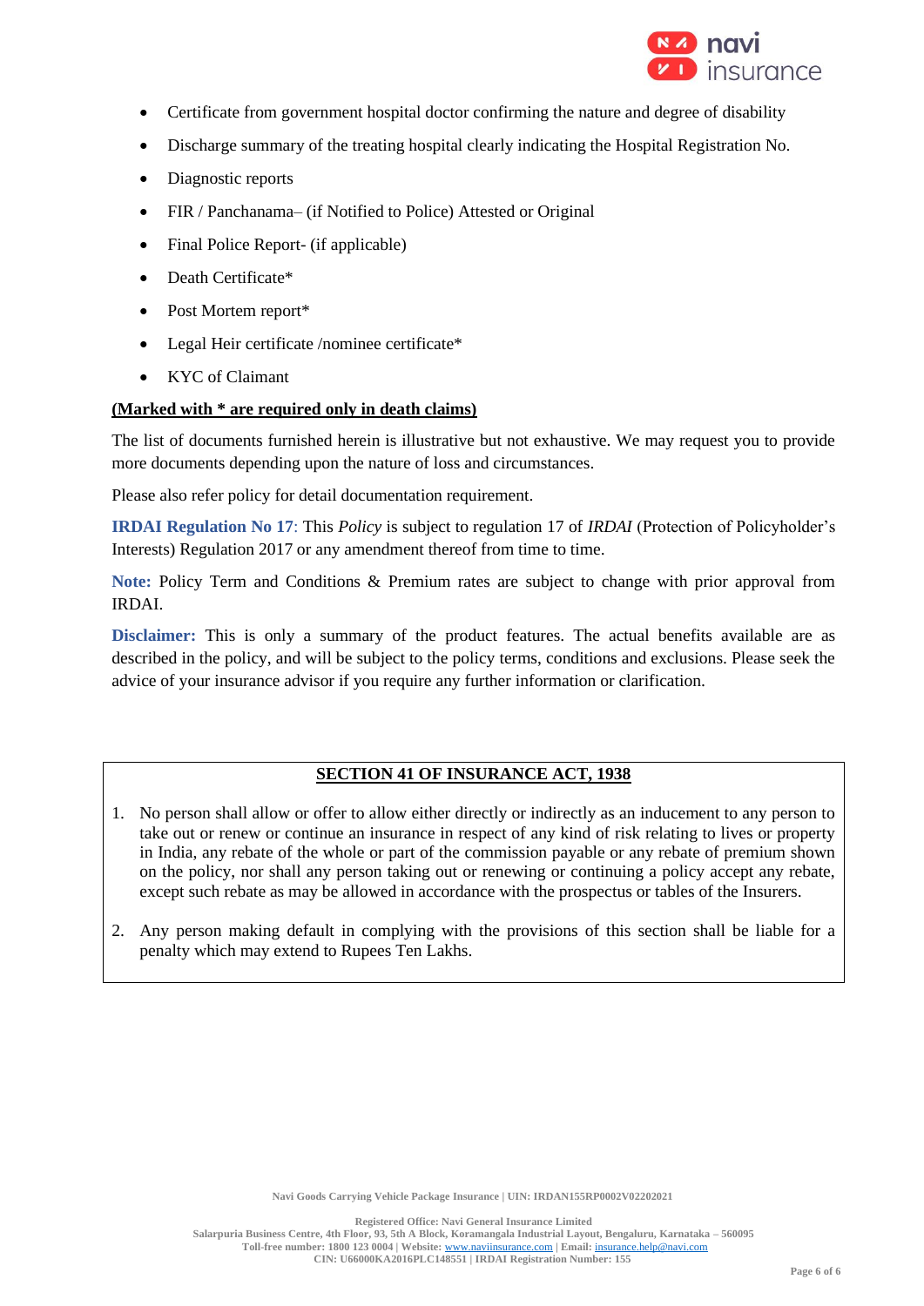- Certificate from government hospital doctor confirming the nature and degree of disability
- Discharge summary of the treating hospital clearly indicating the Hospital Registration No.
- Diagnostic reports
- FIR / Panchanama– (if Notified to Police) Attested or Original
- Final Police Report- (if applicable)
- Death Certificate*
- Post Mortem report*
- Legal Heir certificate /nominee certificate*
- KYC of Claimant

**(Marked with * are required only in death claims)**

The list of documents furnished herein is illustrative but not exhaustive. We may request you to provide more documents depending upon the nature of loss and circumstances.

Please also refer policy for detail documentation requirement.

**IRDAI Regulation No 17**: This *Policy* is subject to regulation 17 of *IRDAI* (Protection of Policyholder's Interests) Regulation 2017 or any amendment thereof from time to time.

**Note:** Policy Term and Conditions & Premium rates are subject to change with prior approval from IRDAI.

**Disclaimer:** This is only a summary of the product features. The actual benefits available are as described in the policy, and will be subject to the policy terms, conditions and exclusions. Please seek the advice of your insurance advisor if you require any further information or clarification.

## SECTION 41 OF INSURANCE ACT, 1938

1. No person shall allow or offer to allow either directly or indirectly as an inducement to any person to take out or renew or continue an insurance in respect of any kind of risk relating to lives or property in India, any rebate of the whole or part of the commission payable or any rebate of premium shown on the policy, nor shall any person taking out or renewing or continuing a policy accept any rebate, except such rebate as may be allowed in accordance with the prospectus or tables of the Insurers.
2. Any person making default in complying with the provisions of this section shall be liable for a penalty which may extend to Rupees Ten Lakhs.